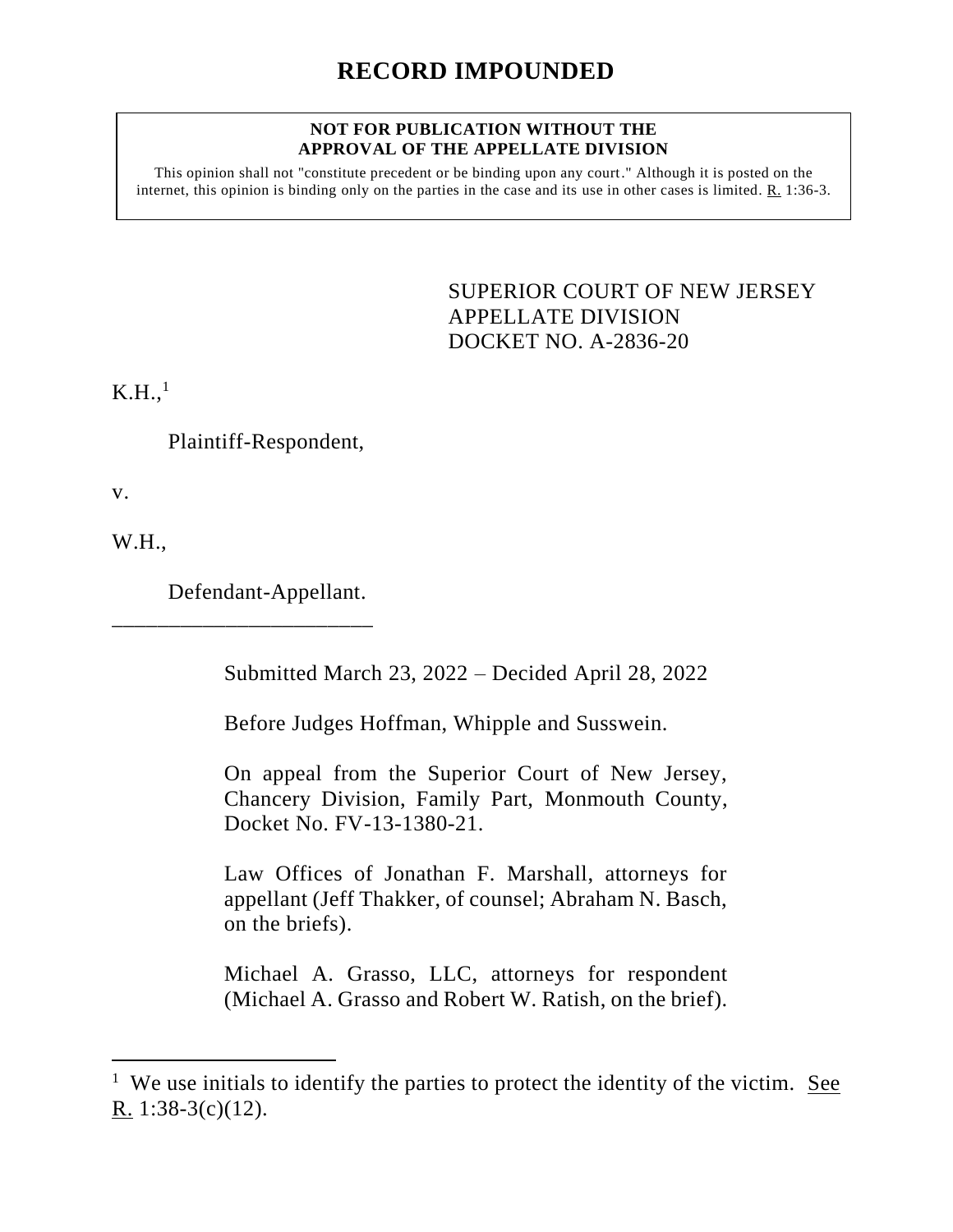# RECORD IMPOUNDED

**NOT FOR PUBLICATION WITHOUT THE APPROVAL OF THE APPELLATE DIVISION**

This opinion shall not "constitute precedent or be binding upon any court." Although it is posted on the internet, this opinion is binding only on the parties in the case and its use in other cases is limited. R. 1:36-3.

SUPERIOR COURT OF NEW JERSEY
APPELLATE DIVISION
DOCKET NO. A-2836-20

K.H.,[1]

Plaintiff-Respondent,

v.

W.H.,

Defendant-Appellant.

Submitted March 23, 2022 – Decided April 28, 2022

Before Judges Hoffman, Whipple and Susswein.

On appeal from the Superior Court of New Jersey, Chancery Division, Family Part, Monmouth County, Docket No. FV-13-1380-21.

Law Offices of Jonathan F. Marshall, attorneys for appellant (Jeff Thakker, of counsel; Abraham N. Basch, on the briefs).

Michael A. Grasso, LLC, attorneys for respondent (Michael A. Grasso and Robert W. Ratish, on the brief).

[1] We use initials to identify the parties to protect the identity of the victim. See R. 1:38-3(c)(12).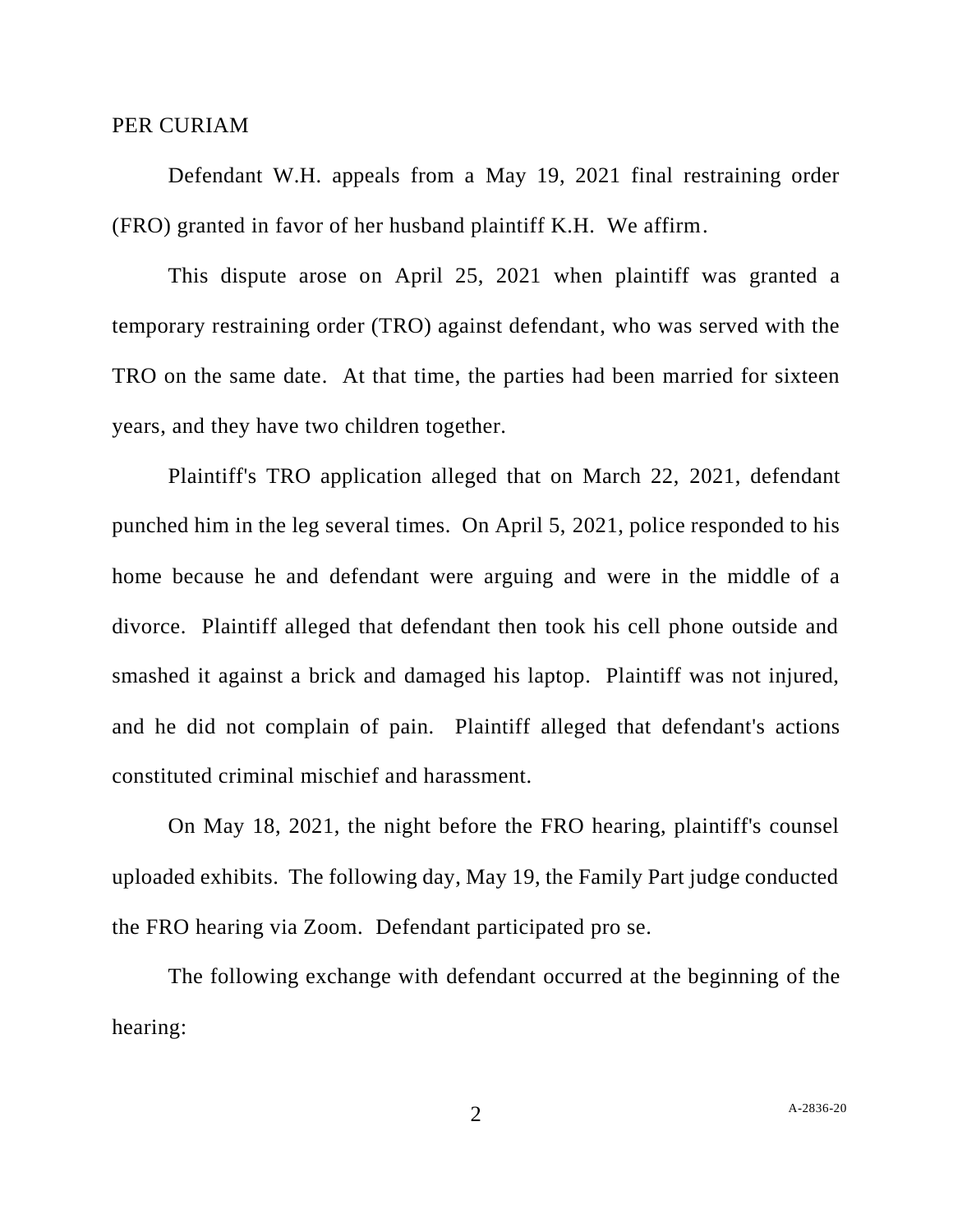PER CURIAM

Defendant W.H. appeals from a May 19, 2021 final restraining order (FRO) granted in favor of her husband plaintiff K.H. We affirm.

This dispute arose on April 25, 2021 when plaintiff was granted a temporary restraining order (TRO) against defendant, who was served with the TRO on the same date. At that time, the parties had been married for sixteen years, and they have two children together.

Plaintiff's TRO application alleged that on March 22, 2021, defendant punched him in the leg several times. On April 5, 2021, police responded to his home because he and defendant were arguing and were in the middle of a divorce. Plaintiff alleged that defendant then took his cell phone outside and smashed it against a brick and damaged his laptop. Plaintiff was not injured, and he did not complain of pain. Plaintiff alleged that defendant's actions constituted criminal mischief and harassment.

On May 18, 2021, the night before the FRO hearing, plaintiff's counsel uploaded exhibits. The following day, May 19, the Family Part judge conducted the FRO hearing via Zoom. Defendant participated pro se.

The following exchange with defendant occurred at the beginning of the hearing: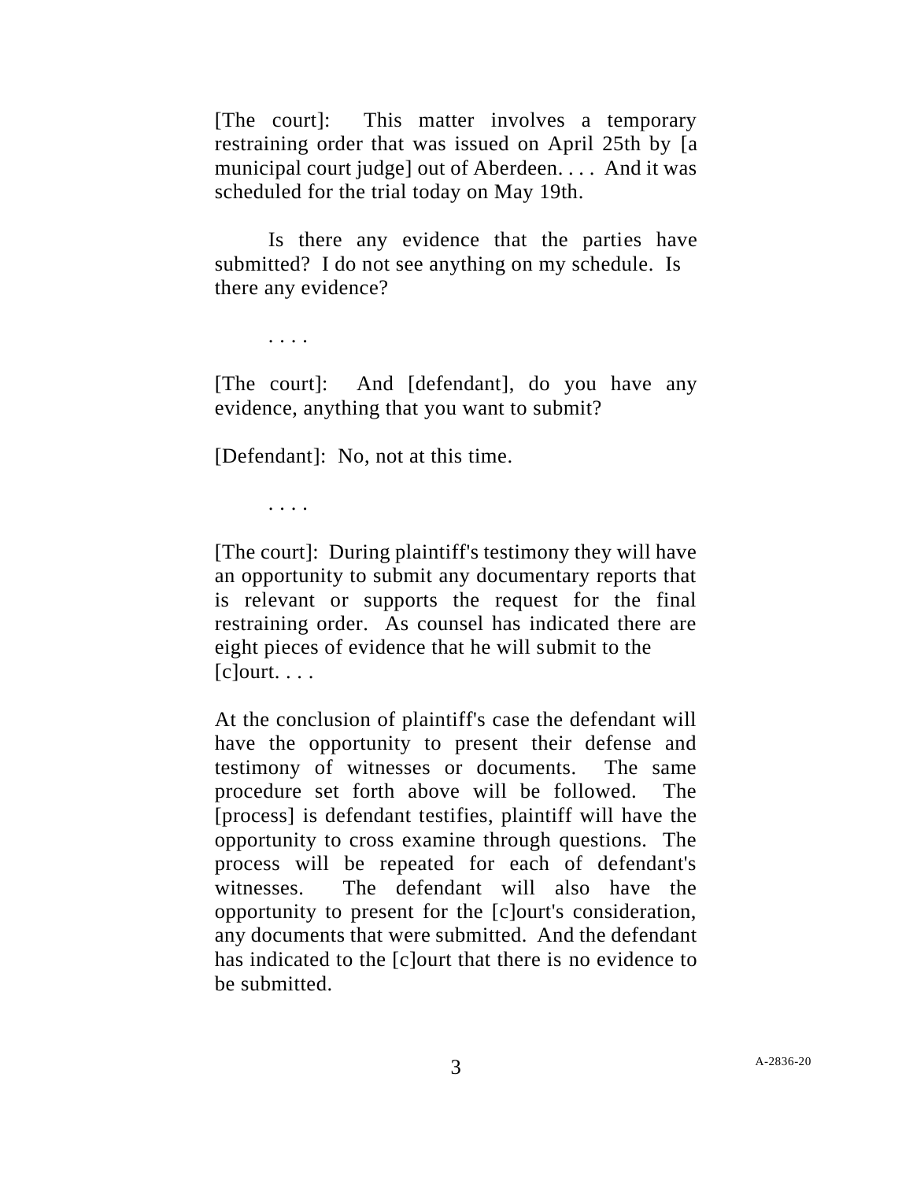[The court]: This matter involves a temporary restraining order that was issued on April 25th by [a municipal court judge] out of Aberdeen. . . . And it was scheduled for the trial today on May 19th.

Is there any evidence that the parties have submitted? I do not see anything on my schedule. Is there any evidence?

. . . .

[The court]: And [defendant], do you have any evidence, anything that you want to submit?

[Defendant]: No, not at this time.

. . . .

[The court]: During plaintiff's testimony they will have an opportunity to submit any documentary reports that is relevant or supports the request for the final restraining order. As counsel has indicated there are eight pieces of evidence that he will submit to the [c]ourt. . . .

At the conclusion of plaintiff's case the defendant will have the opportunity to present their defense and testimony of witnesses or documents. The same procedure set forth above will be followed. The [process] is defendant testifies, plaintiff will have the opportunity to cross examine through questions. The process will be repeated for each of defendant's witnesses. The defendant will also have the opportunity to present for the [c]ourt's consideration, any documents that were submitted. And the defendant has indicated to the [c]ourt that there is no evidence to be submitted.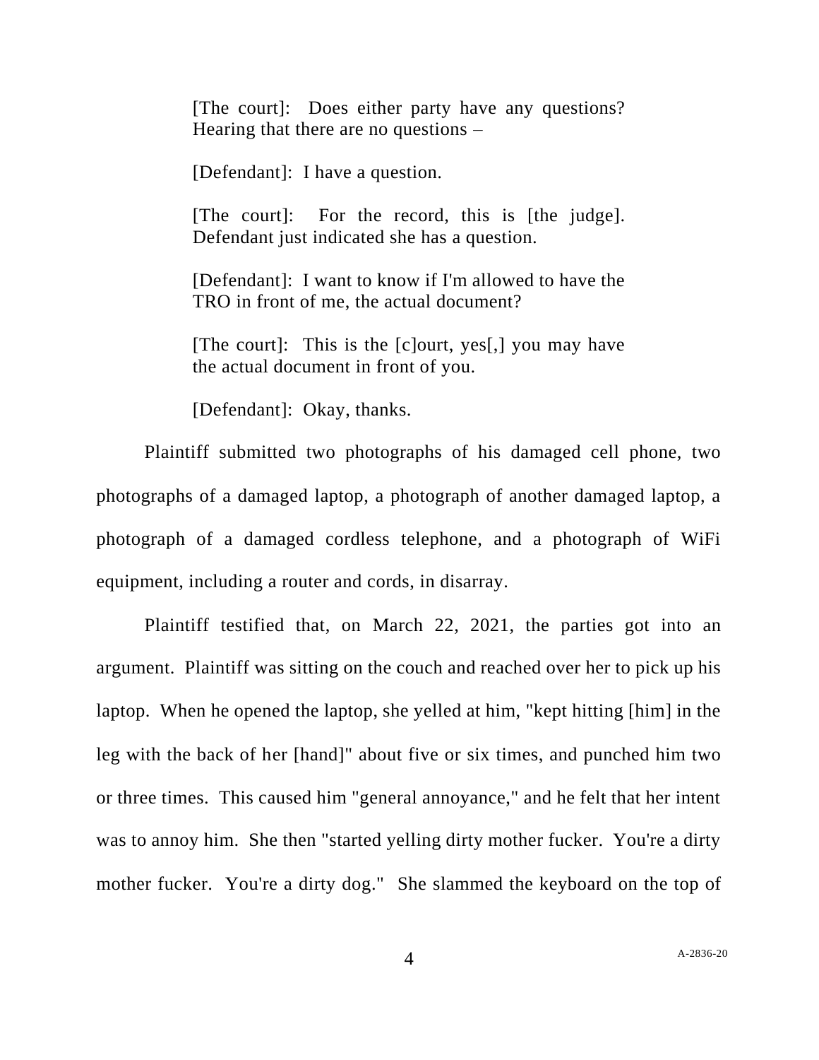> [The court]: Does either party have any questions? Hearing that there are no questions –
>
> [Defendant]: I have a question.
>
> [The court]: For the record, this is [the judge]. Defendant just indicated she has a question.
>
> [Defendant]: I want to know if I'm allowed to have the TRO in front of me, the actual document?
>
> [The court]: This is the [c]ourt, yes[,] you may have the actual document in front of you.
>
> [Defendant]: Okay, thanks.

Plaintiff submitted two photographs of his damaged cell phone, two photographs of a damaged laptop, a photograph of another damaged laptop, a photograph of a damaged cordless telephone, and a photograph of WiFi equipment, including a router and cords, in disarray.

Plaintiff testified that, on March 22, 2021, the parties got into an argument. Plaintiff was sitting on the couch and reached over her to pick up his laptop. When he opened the laptop, she yelled at him, "kept hitting [him] in the leg with the back of her [hand]" about five or six times, and punched him two or three times. This caused him "general annoyance," and he felt that her intent was to annoy him. She then "started yelling dirty mother fucker. You're a dirty mother fucker. You're a dirty dog." She slammed the keyboard on the top of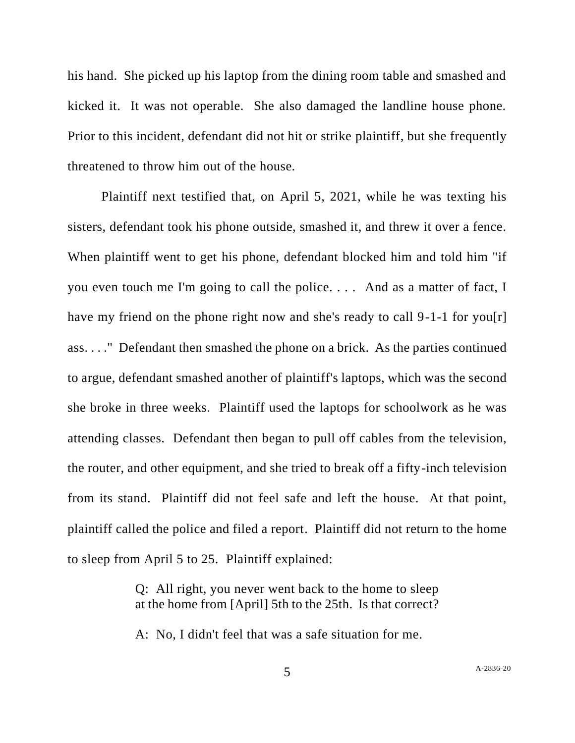his hand. She picked up his laptop from the dining room table and smashed and kicked it. It was not operable. She also damaged the landline house phone. Prior to this incident, defendant did not hit or strike plaintiff, but she frequently threatened to throw him out of the house.

Plaintiff next testified that, on April 5, 2021, while he was texting his sisters, defendant took his phone outside, smashed it, and threw it over a fence. When plaintiff went to get his phone, defendant blocked him and told him "if you even touch me I'm going to call the police. . . . And as a matter of fact, I have my friend on the phone right now and she's ready to call 9-1-1 for you[r] ass. . . ." Defendant then smashed the phone on a brick. As the parties continued to argue, defendant smashed another of plaintiff's laptops, which was the second she broke in three weeks. Plaintiff used the laptops for schoolwork as he was attending classes. Defendant then began to pull off cables from the television, the router, and other equipment, and she tried to break off a fifty-inch television from its stand. Plaintiff did not feel safe and left the house. At that point, plaintiff called the police and filed a report. Plaintiff did not return to the home to sleep from April 5 to 25. Plaintiff explained:

> Q: All right, you never went back to the home to sleep at the home from [April] 5th to the 25th. Is that correct?
>
> A: No, I didn't feel that was a safe situation for me.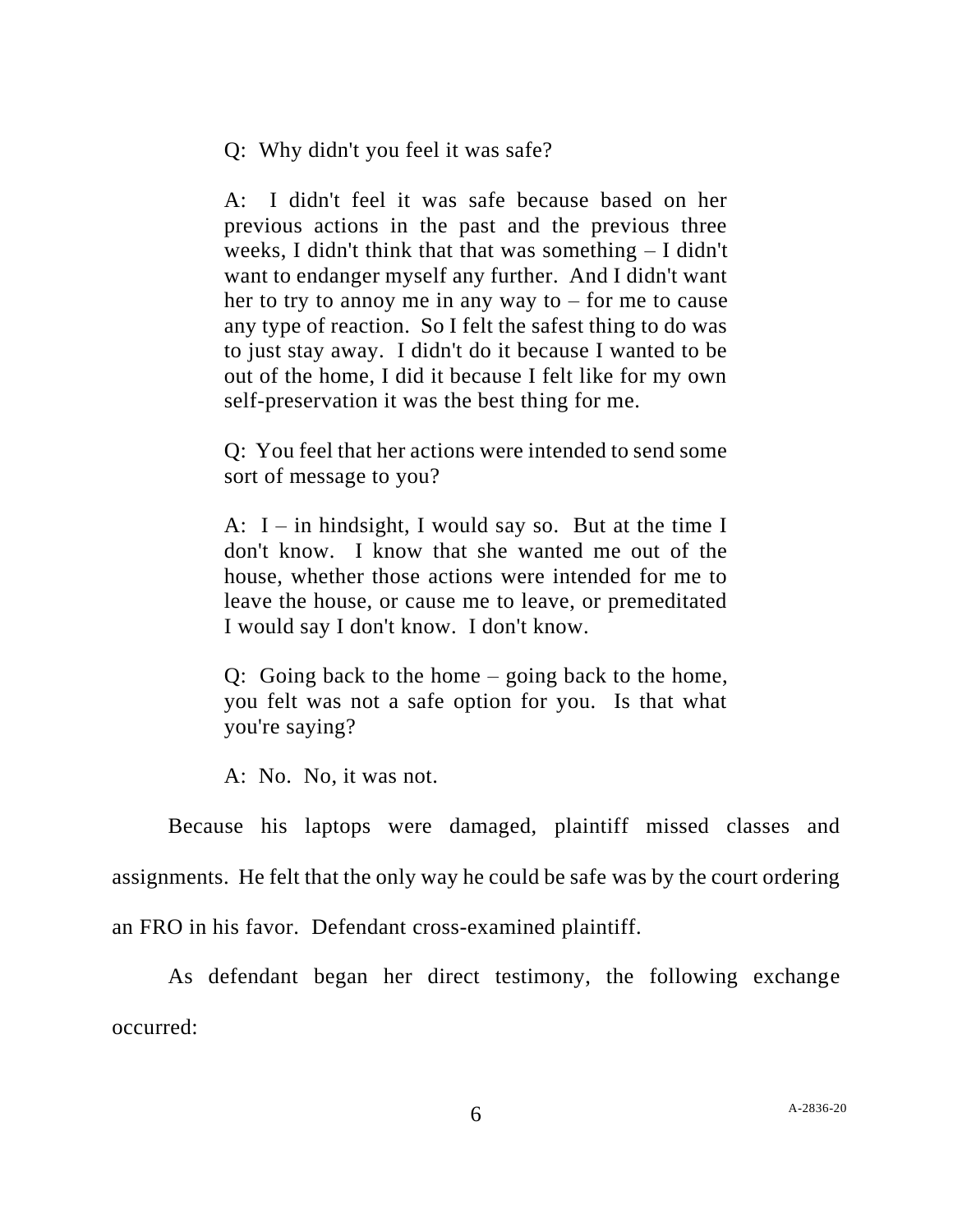> Q: Why didn't you feel it was safe?
>
> A: I didn't feel it was safe because based on her previous actions in the past and the previous three weeks, I didn't think that that was something – I didn't want to endanger myself any further. And I didn't want her to try to annoy me in any way to – for me to cause any type of reaction. So I felt the safest thing to do was to just stay away. I didn't do it because I wanted to be out of the home, I did it because I felt like for my own self-preservation it was the best thing for me.
>
> Q: You feel that her actions were intended to send some sort of message to you?
>
> A: I – in hindsight, I would say so. But at the time I don't know. I know that she wanted me out of the house, whether those actions were intended for me to leave the house, or cause me to leave, or premeditated I would say I don't know. I don't know.
>
> Q: Going back to the home – going back to the home, you felt was not a safe option for you. Is that what you're saying?
>
> A: No. No, it was not.

Because his laptops were damaged, plaintiff missed classes and assignments. He felt that the only way he could be safe was by the court ordering an FRO in his favor. Defendant cross-examined plaintiff.

As defendant began her direct testimony, the following exchange occurred: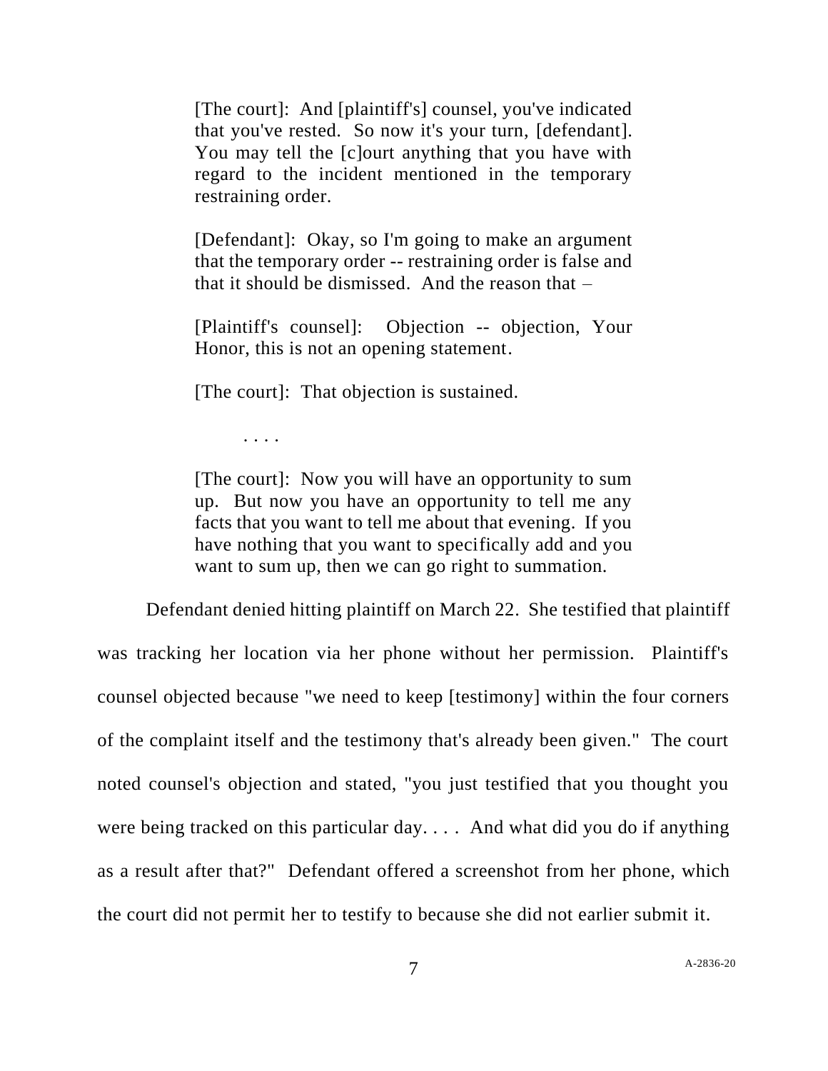> [The court]: And [plaintiff's] counsel, you've indicated that you've rested. So now it's your turn, [defendant]. You may tell the [c]ourt anything that you have with regard to the incident mentioned in the temporary restraining order.
>
> [Defendant]: Okay, so I'm going to make an argument that the temporary order -- restraining order is false and that it should be dismissed. And the reason that –
>
> [Plaintiff's counsel]: Objection -- objection, Your Honor, this is not an opening statement.
>
> [The court]: That objection is sustained.
>
> . . . .
>
> [The court]: Now you will have an opportunity to sum up. But now you have an opportunity to tell me any facts that you want to tell me about that evening. If you have nothing that you want to specifically add and you want to sum up, then we can go right to summation.

Defendant denied hitting plaintiff on March 22. She testified that plaintiff was tracking her location via her phone without her permission. Plaintiff's counsel objected because "we need to keep [testimony] within the four corners of the complaint itself and the testimony that's already been given." The court noted counsel's objection and stated, "you just testified that you thought you were being tracked on this particular day. . . . And what did you do if anything as a result after that?" Defendant offered a screenshot from her phone, which the court did not permit her to testify to because she did not earlier submit it.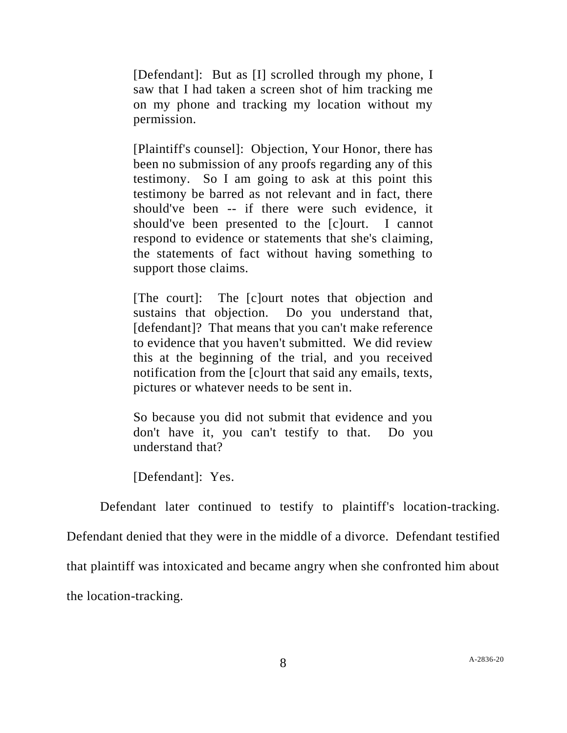> [Defendant]: But as [I] scrolled through my phone, I saw that I had taken a screen shot of him tracking me on my phone and tracking my location without my permission.
>
> [Plaintiff's counsel]: Objection, Your Honor, there has been no submission of any proofs regarding any of this testimony. So I am going to ask at this point this testimony be barred as not relevant and in fact, there should've been -- if there were such evidence, it should've been presented to the [c]ourt. I cannot respond to evidence or statements that she's claiming, the statements of fact without having something to support those claims.
>
> [The court]: The [c]ourt notes that objection and sustains that objection. Do you understand that, [defendant]? That means that you can't make reference to evidence that you haven't submitted. We did review this at the beginning of the trial, and you received notification from the [c]ourt that said any emails, texts, pictures or whatever needs to be sent in.
>
> So because you did not submit that evidence and you don't have it, you can't testify to that. Do you understand that?
>
> [Defendant]: Yes.

Defendant later continued to testify to plaintiff's location-tracking. Defendant denied that they were in the middle of a divorce. Defendant testified that plaintiff was intoxicated and became angry when she confronted him about the location-tracking.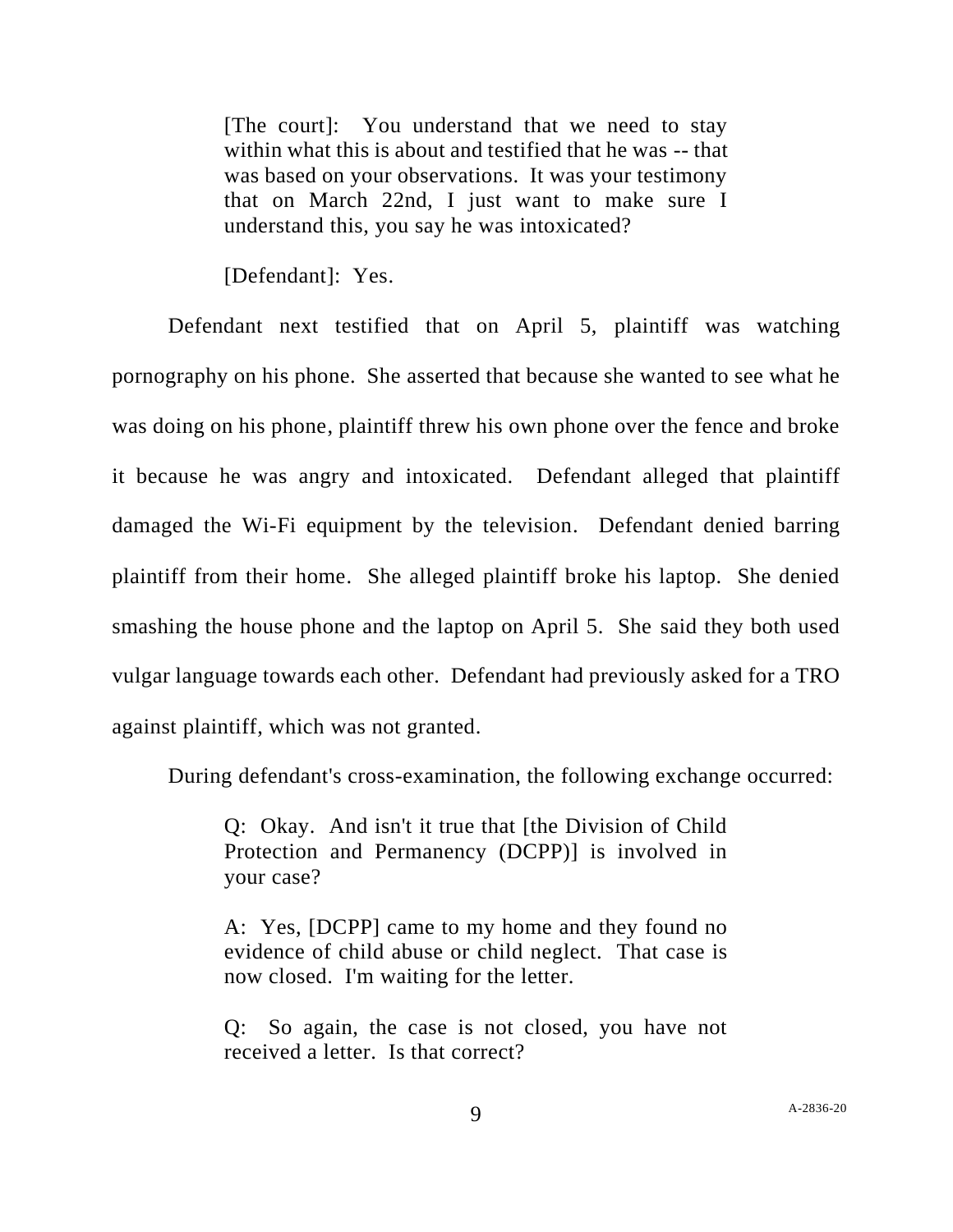> [The court]: You understand that we need to stay within what this is about and testified that he was -- that was based on your observations. It was your testimony that on March 22nd, I just want to make sure I understand this, you say he was intoxicated?
>
> [Defendant]: Yes.

Defendant next testified that on April 5, plaintiff was watching pornography on his phone. She asserted that because she wanted to see what he was doing on his phone, plaintiff threw his own phone over the fence and broke it because he was angry and intoxicated. Defendant alleged that plaintiff damaged the Wi-Fi equipment by the television. Defendant denied barring plaintiff from their home. She alleged plaintiff broke his laptop. She denied smashing the house phone and the laptop on April 5. She said they both used vulgar language towards each other. Defendant had previously asked for a TRO against plaintiff, which was not granted.

During defendant's cross-examination, the following exchange occurred:

> Q: Okay. And isn't it true that [the Division of Child Protection and Permanency (DCPP)] is involved in your case?
>
> A: Yes, [DCPP] came to my home and they found no evidence of child abuse or child neglect. That case is now closed. I'm waiting for the letter.
>
> Q: So again, the case is not closed, you have not received a letter. Is that correct?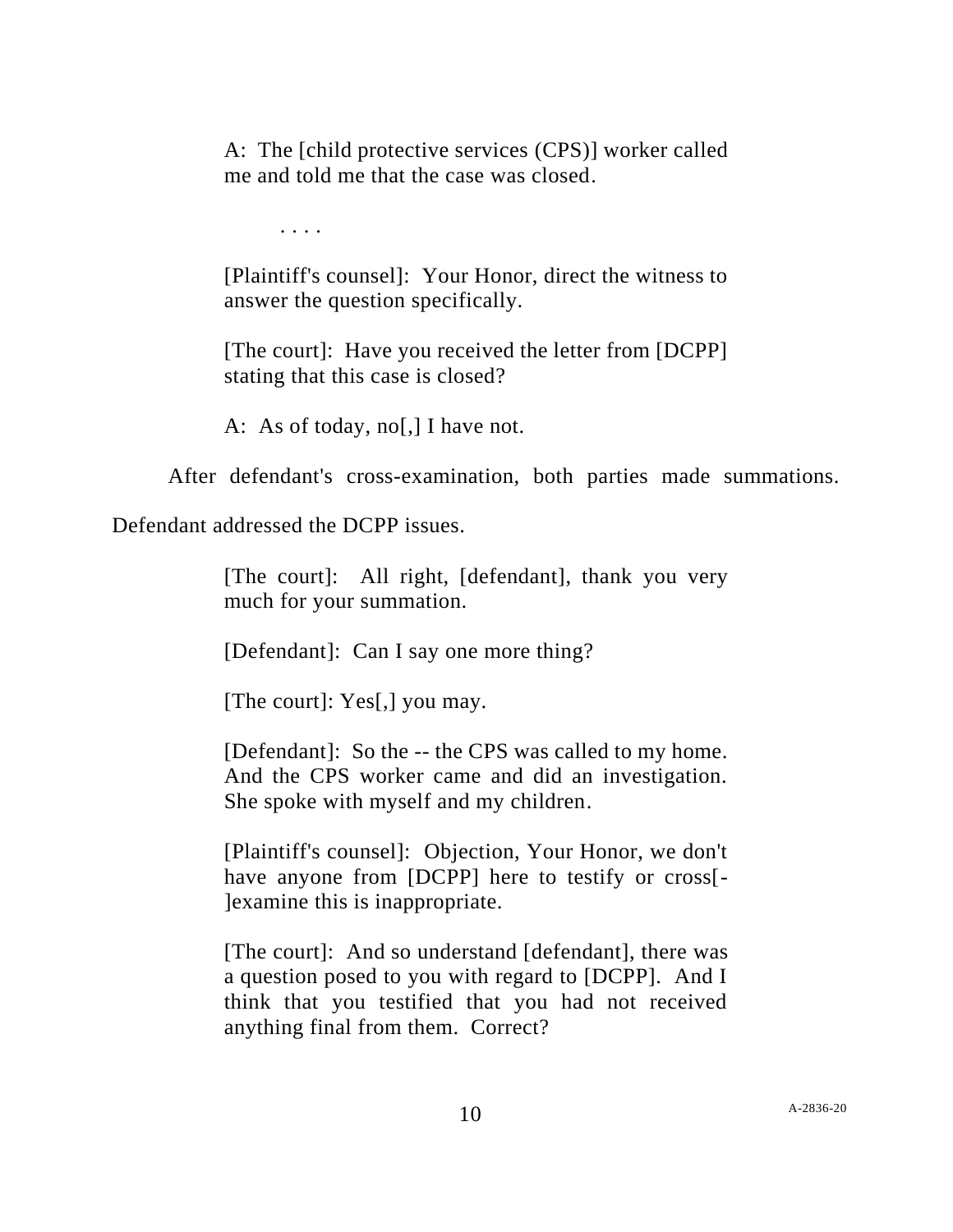> A: The [child protective services (CPS)] worker called me and told me that the case was closed.
>
> . . . .
>
> [Plaintiff's counsel]: Your Honor, direct the witness to answer the question specifically.
>
> [The court]: Have you received the letter from [DCPP] stating that this case is closed?
>
> A: As of today, no[,] I have not.

After defendant's cross-examination, both parties made summations. Defendant addressed the DCPP issues.

> [The court]: All right, [defendant], thank you very much for your summation.
>
> [Defendant]: Can I say one more thing?
>
> [The court]: Yes[,] you may.
>
> [Defendant]: So the -- the CPS was called to my home. And the CPS worker came and did an investigation. She spoke with myself and my children.
>
> [Plaintiff's counsel]: Objection, Your Honor, we don't have anyone from [DCPP] here to testify or cross[-]examine this is inappropriate.
>
> [The court]: And so understand [defendant], there was a question posed to you with regard to [DCPP]. And I think that you testified that you had not received anything final from them. Correct?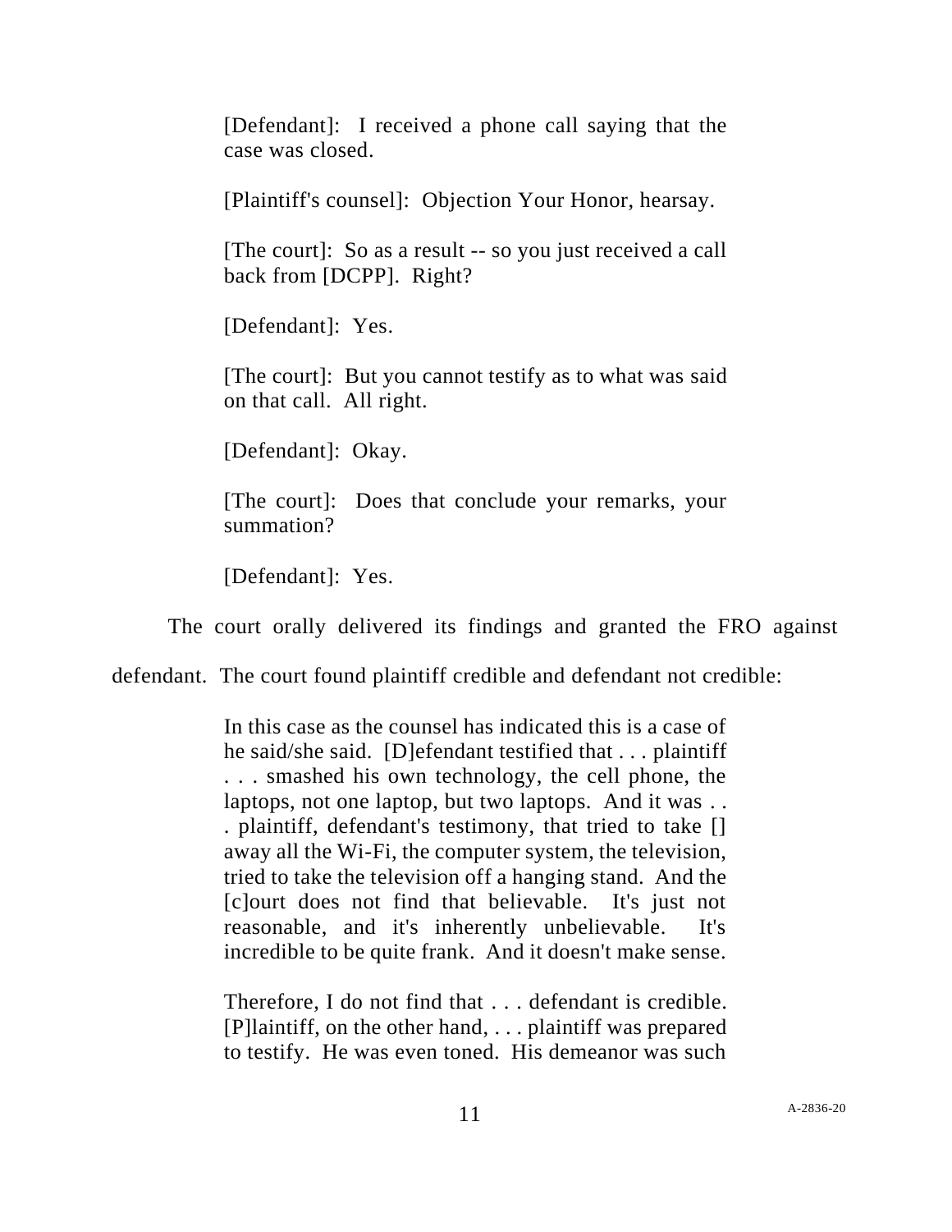> [Defendant]: I received a phone call saying that the case was closed.
>
> [Plaintiff's counsel]: Objection Your Honor, hearsay.
>
> [The court]: So as a result -- so you just received a call back from [DCPP]. Right?
>
> [Defendant]: Yes.
>
> [The court]: But you cannot testify as to what was said on that call. All right.
>
> [Defendant]: Okay.
>
> [The court]: Does that conclude your remarks, your summation?
>
> [Defendant]: Yes.

The court orally delivered its findings and granted the FRO against defendant. The court found plaintiff credible and defendant not credible:

> In this case as the counsel has indicated this is a case of he said/she said. [D]efendant testified that . . . plaintiff . . . smashed his own technology, the cell phone, the laptops, not one laptop, but two laptops. And it was . . . plaintiff, defendant's testimony, that tried to take [] away all the Wi-Fi, the computer system, the television, tried to take the television off a hanging stand. And the [c]ourt does not find that believable. It's just not reasonable, and it's inherently unbelievable. It's incredible to be quite frank. And it doesn't make sense.
>
> Therefore, I do not find that . . . defendant is credible. [P]laintiff, on the other hand, . . . plaintiff was prepared to testify. He was even toned. His demeanor was such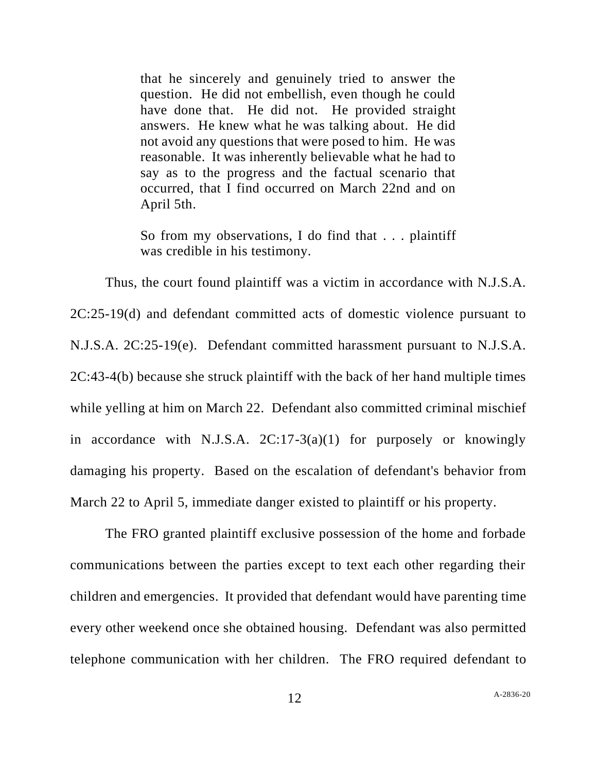> that he sincerely and genuinely tried to answer the question. He did not embellish, even though he could have done that. He did not. He provided straight answers. He knew what he was talking about. He did not avoid any questions that were posed to him. He was reasonable. It was inherently believable what he had to say as to the progress and the factual scenario that occurred, that I find occurred on March 22nd and on April 5th.
>
> So from my observations, I do find that . . . plaintiff was credible in his testimony.

Thus, the court found plaintiff was a victim in accordance with N.J.S.A. 2C:25-19(d) and defendant committed acts of domestic violence pursuant to N.J.S.A. 2C:25-19(e). Defendant committed harassment pursuant to N.J.S.A. 2C:43-4(b) because she struck plaintiff with the back of her hand multiple times while yelling at him on March 22. Defendant also committed criminal mischief in accordance with N.J.S.A. 2C:17-3(a)(1) for purposely or knowingly damaging his property. Based on the escalation of defendant's behavior from March 22 to April 5, immediate danger existed to plaintiff or his property.

The FRO granted plaintiff exclusive possession of the home and forbade communications between the parties except to text each other regarding their children and emergencies. It provided that defendant would have parenting time every other weekend once she obtained housing. Defendant was also permitted telephone communication with her children. The FRO required defendant to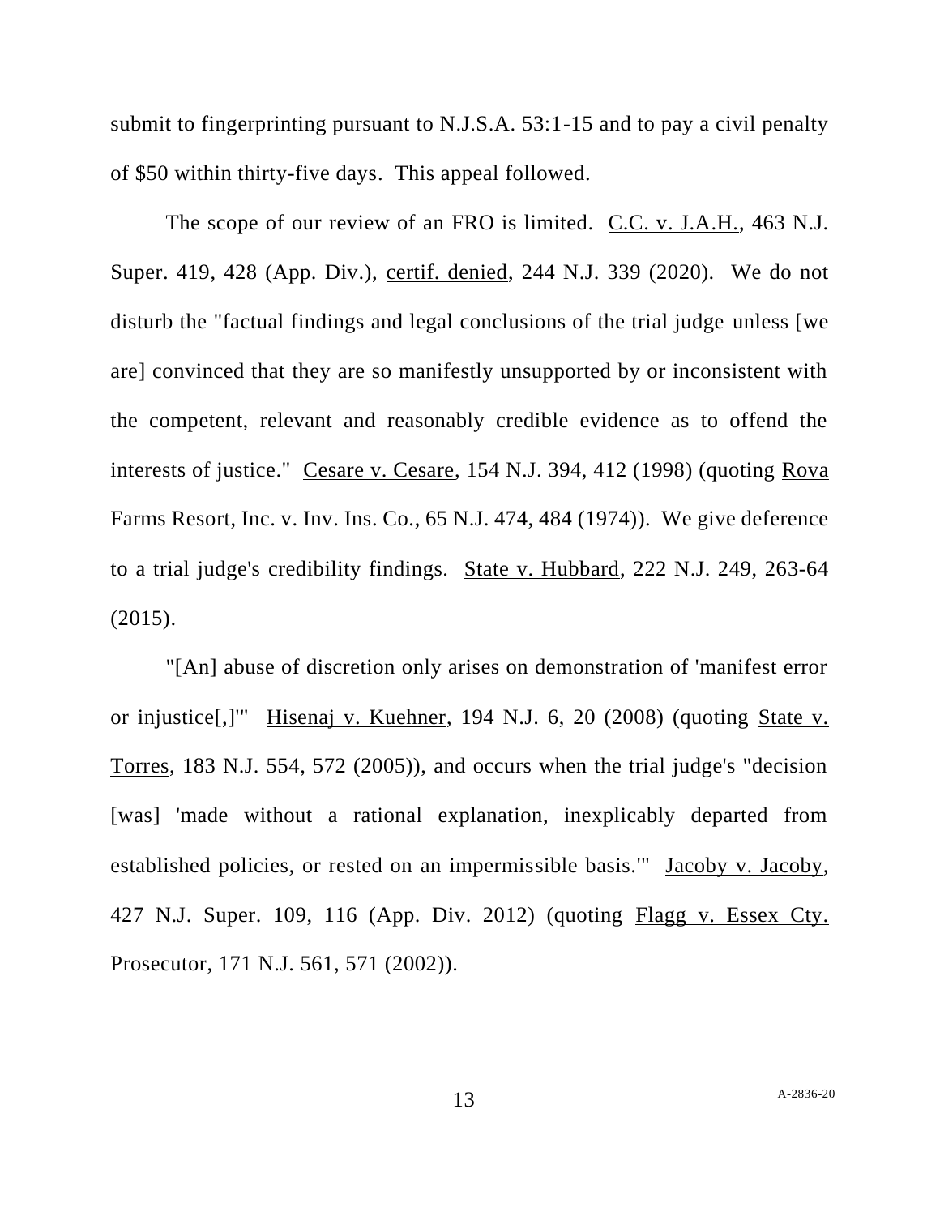submit to fingerprinting pursuant to N.J.S.A. 53:1-15 and to pay a civil penalty of $50 within thirty-five days. This appeal followed.

The scope of our review of an FRO is limited. C.C. v. J.A.H., 463 N.J. Super. 419, 428 (App. Div.), certif. denied, 244 N.J. 339 (2020). We do not disturb the "factual findings and legal conclusions of the trial judge unless [we are] convinced that they are so manifestly unsupported by or inconsistent with the competent, relevant and reasonably credible evidence as to offend the interests of justice." Cesare v. Cesare, 154 N.J. 394, 412 (1998) (quoting Rova Farms Resort, Inc. v. Inv. Ins. Co., 65 N.J. 474, 484 (1974)). We give deference to a trial judge's credibility findings. State v. Hubbard, 222 N.J. 249, 263-64 (2015).

"[An] abuse of discretion only arises on demonstration of 'manifest error or injustice[,]'" Hisenaj v. Kuehner, 194 N.J. 6, 20 (2008) (quoting State v. Torres, 183 N.J. 554, 572 (2005)), and occurs when the trial judge's "decision [was] 'made without a rational explanation, inexplicably departed from established policies, or rested on an impermissible basis.'" Jacoby v. Jacoby, 427 N.J. Super. 109, 116 (App. Div. 2012) (quoting Flagg v. Essex Cty. Prosecutor, 171 N.J. 561, 571 (2002)).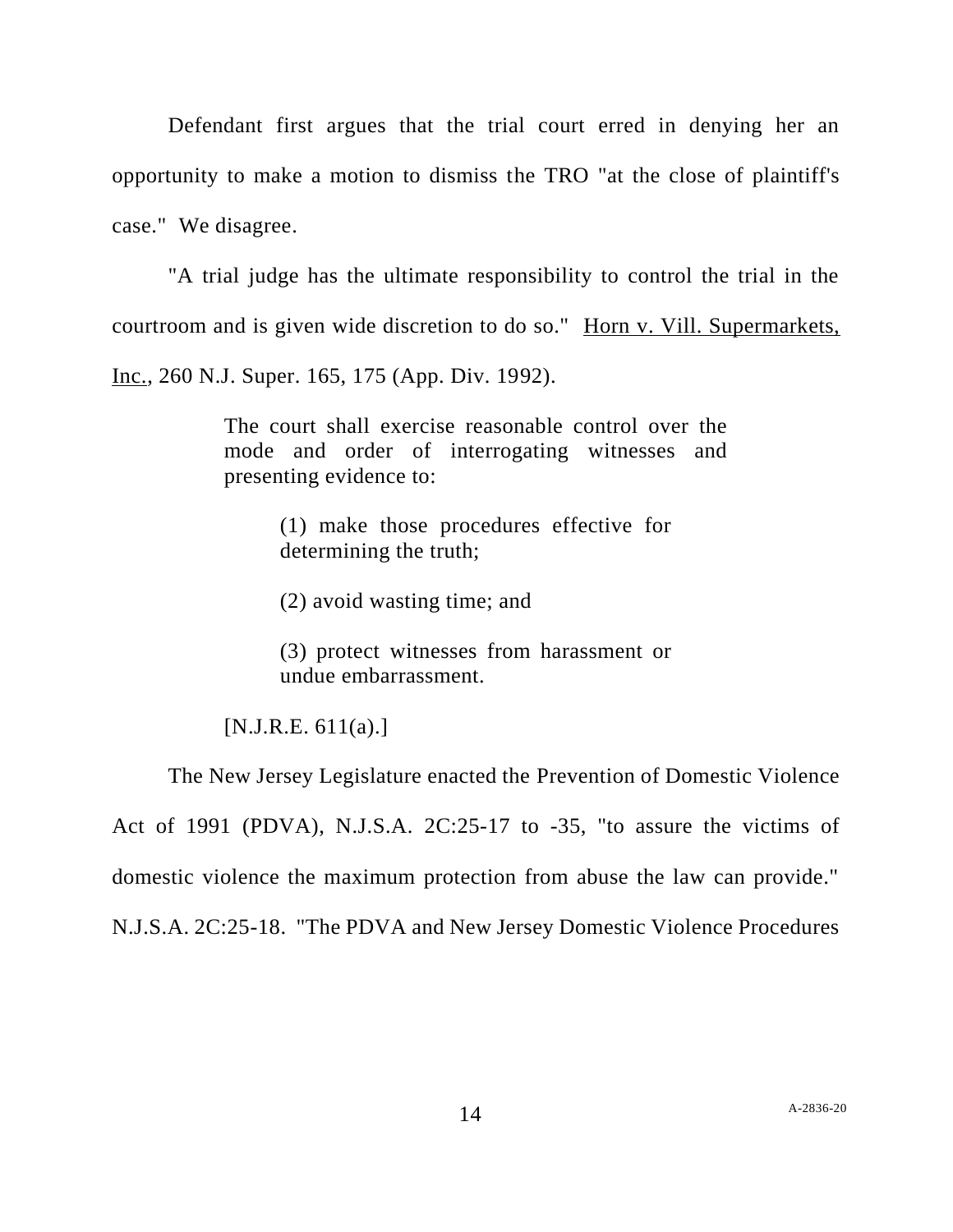Defendant first argues that the trial court erred in denying her an opportunity to make a motion to dismiss the TRO "at the close of plaintiff's case." We disagree.

"A trial judge has the ultimate responsibility to control the trial in the courtroom and is given wide discretion to do so." Horn v. Vill. Supermarkets, Inc., 260 N.J. Super. 165, 175 (App. Div. 1992).

> The court shall exercise reasonable control over the mode and order of interrogating witnesses and presenting evidence to:
>
> > (1) make those procedures effective for determining the truth;
> >
> > (2) avoid wasting time; and
> >
> > (3) protect witnesses from harassment or undue embarrassment.
>
> [N.J.R.E. 611(a).]

The New Jersey Legislature enacted the Prevention of Domestic Violence Act of 1991 (PDVA), N.J.S.A. 2C:25-17 to -35, "to assure the victims of domestic violence the maximum protection from abuse the law can provide." N.J.S.A. 2C:25-18. "The PDVA and New Jersey Domestic Violence Procedures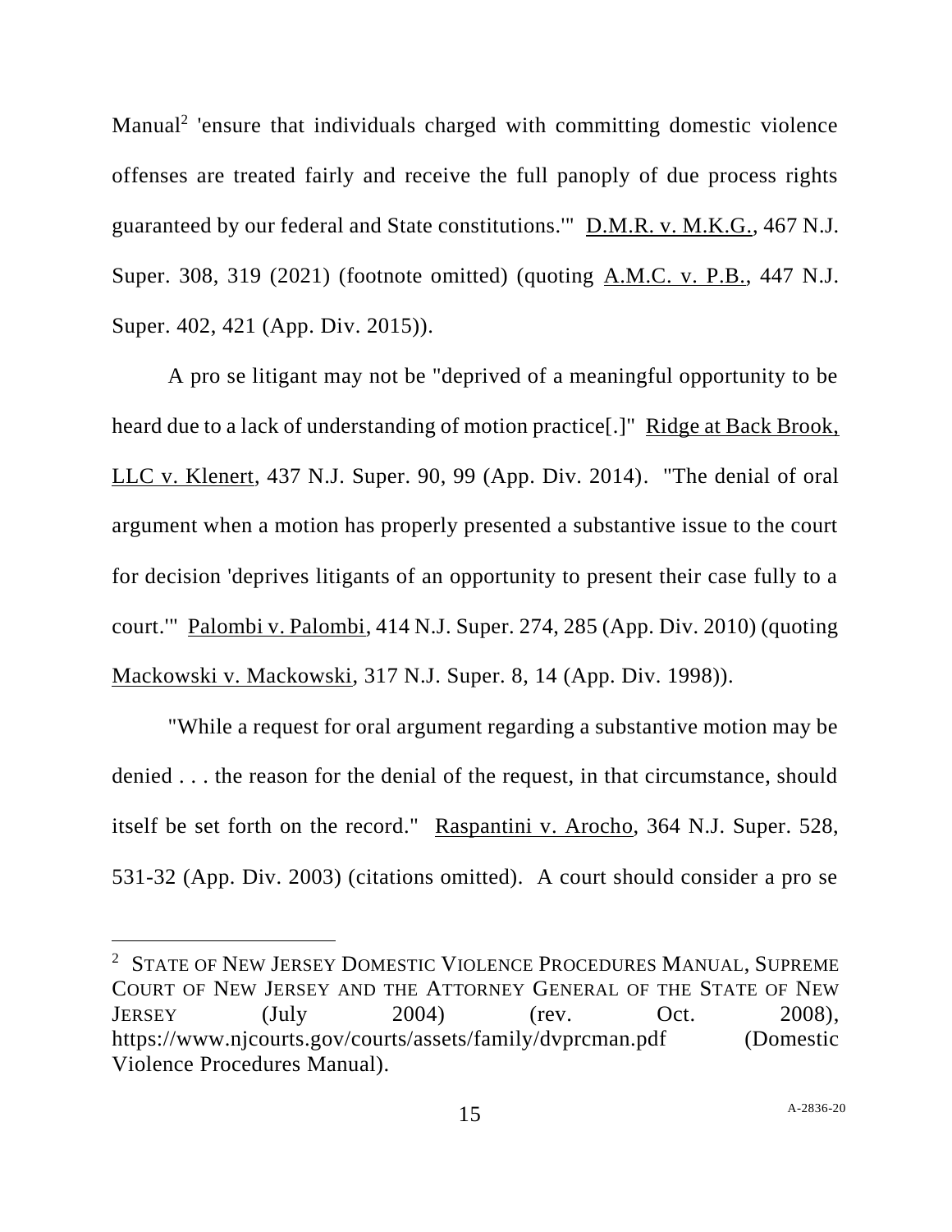Manual[2] 'ensure that individuals charged with committing domestic violence offenses are treated fairly and receive the full panoply of due process rights guaranteed by our federal and State constitutions.'" D.M.R. v. M.K.G., 467 N.J. Super. 308, 319 (2021) (footnote omitted) (quoting A.M.C. v. P.B., 447 N.J. Super. 402, 421 (App. Div. 2015)).

A pro se litigant may not be "deprived of a meaningful opportunity to be heard due to a lack of understanding of motion practice[.]" Ridge at Back Brook, LLC v. Klenert, 437 N.J. Super. 90, 99 (App. Div. 2014). "The denial of oral argument when a motion has properly presented a substantive issue to the court for decision 'deprives litigants of an opportunity to present their case fully to a court.'" Palombi v. Palombi, 414 N.J. Super. 274, 285 (App. Div. 2010) (quoting Mackowski v. Mackowski, 317 N.J. Super. 8, 14 (App. Div. 1998)).

"While a request for oral argument regarding a substantive motion may be denied . . . the reason for the denial of the request, in that circumstance, should itself be set forth on the record." Raspantini v. Arocho, 364 N.J. Super. 528, 531-32 (App. Div. 2003) (citations omitted). A court should consider a pro se

---

[2] STATE OF NEW JERSEY DOMESTIC VIOLENCE PROCEDURES MANUAL, SUPREME COURT OF NEW JERSEY AND THE ATTORNEY GENERAL OF THE STATE OF NEW JERSEY (July 2004) (rev. Oct. 2008), https://www.njcourts.gov/courts/assets/family/dvprcman.pdf (Domestic Violence Procedures Manual).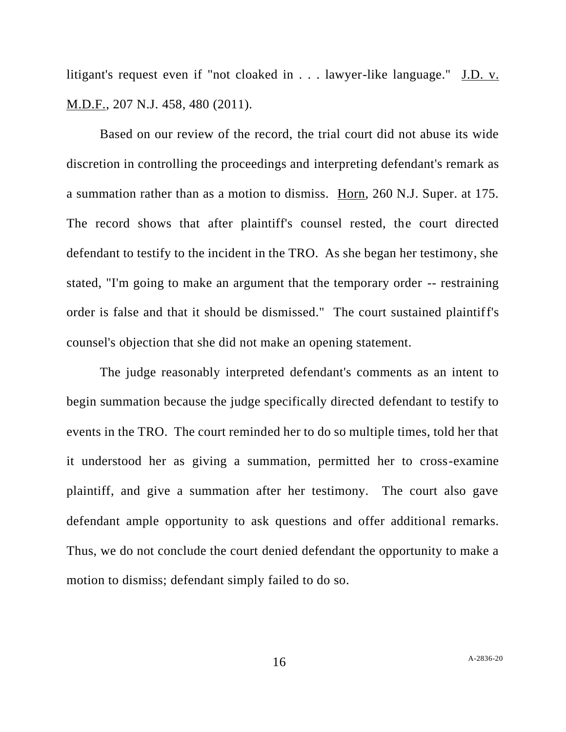litigant's request even if "not cloaked in . . . lawyer-like language." J.D. v. M.D.F., 207 N.J. 458, 480 (2011).

Based on our review of the record, the trial court did not abuse its wide discretion in controlling the proceedings and interpreting defendant's remark as a summation rather than as a motion to dismiss. Horn, 260 N.J. Super. at 175. The record shows that after plaintiff's counsel rested, the court directed defendant to testify to the incident in the TRO. As she began her testimony, she stated, "I'm going to make an argument that the temporary order -- restraining order is false and that it should be dismissed." The court sustained plaintiff's counsel's objection that she did not make an opening statement.

The judge reasonably interpreted defendant's comments as an intent to begin summation because the judge specifically directed defendant to testify to events in the TRO. The court reminded her to do so multiple times, told her that it understood her as giving a summation, permitted her to cross-examine plaintiff, and give a summation after her testimony. The court also gave defendant ample opportunity to ask questions and offer additional remarks. Thus, we do not conclude the court denied defendant the opportunity to make a motion to dismiss; defendant simply failed to do so.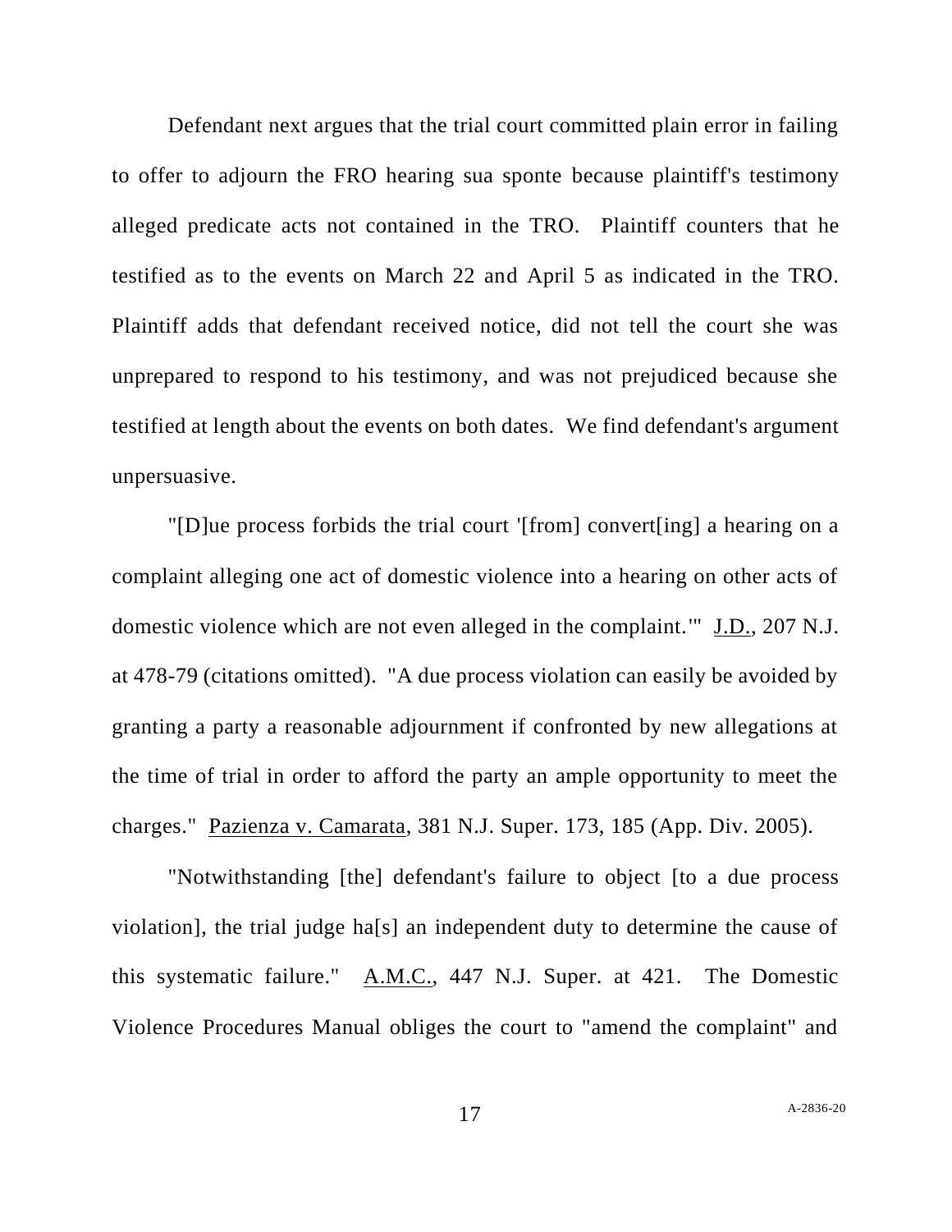Defendant next argues that the trial court committed plain error in failing to offer to adjourn the FRO hearing sua sponte because plaintiff's testimony alleged predicate acts not contained in the TRO. Plaintiff counters that he testified as to the events on March 22 and April 5 as indicated in the TRO. Plaintiff adds that defendant received notice, did not tell the court she was unprepared to respond to his testimony, and was not prejudiced because she testified at length about the events on both dates. We find defendant's argument unpersuasive.

"[D]ue process forbids the trial court '[from] convert[ing] a hearing on a complaint alleging one act of domestic violence into a hearing on other acts of domestic violence which are not even alleged in the complaint.'" J.D., 207 N.J. at 478-79 (citations omitted). "A due process violation can easily be avoided by granting a party a reasonable adjournment if confronted by new allegations at the time of trial in order to afford the party an ample opportunity to meet the charges." Pazienza v. Camarata, 381 N.J. Super. 173, 185 (App. Div. 2005).

"Notwithstanding [the] defendant's failure to object [to a due process violation], the trial judge ha[s] an independent duty to determine the cause of this systematic failure." A.M.C., 447 N.J. Super. at 421. The Domestic Violence Procedures Manual obliges the court to "amend the complaint" and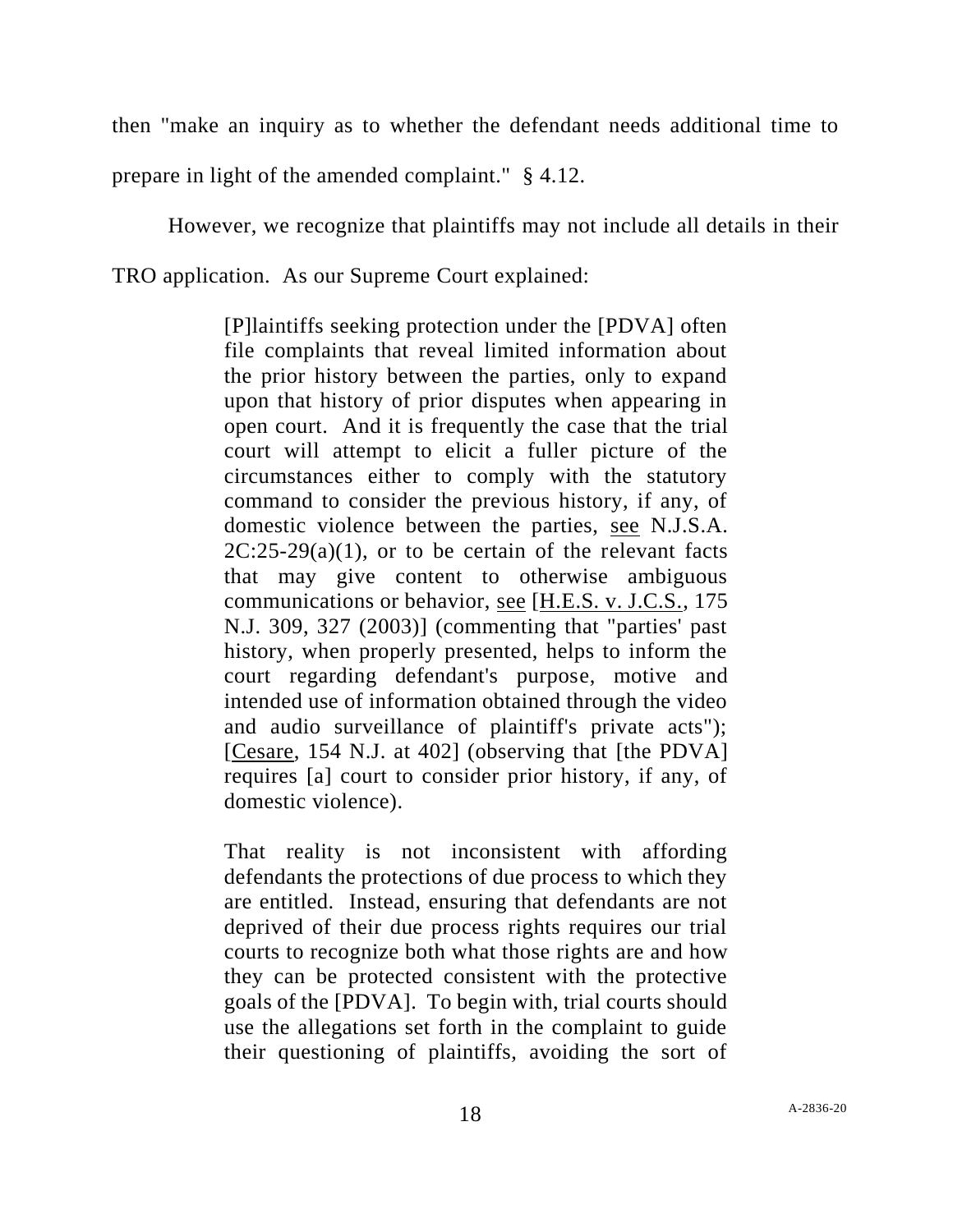then "make an inquiry as to whether the defendant needs additional time to prepare in light of the amended complaint." § 4.12.

However, we recognize that plaintiffs may not include all details in their TRO application. As our Supreme Court explained:

> [P]laintiffs seeking protection under the [PDVA] often file complaints that reveal limited information about the prior history between the parties, only to expand upon that history of prior disputes when appearing in open court. And it is frequently the case that the trial court will attempt to elicit a fuller picture of the circumstances either to comply with the statutory command to consider the previous history, if any, of domestic violence between the parties, see N.J.S.A. 2C:25-29(a)(1), or to be certain of the relevant facts that may give content to otherwise ambiguous communications or behavior, see [H.E.S. v. J.C.S., 175 N.J. 309, 327 (2003)] (commenting that "parties' past history, when properly presented, helps to inform the court regarding defendant's purpose, motive and intended use of information obtained through the video and audio surveillance of plaintiff's private acts"); [Cesare, 154 N.J. at 402] (observing that [the PDVA] requires [a] court to consider prior history, if any, of domestic violence).
>
> That reality is not inconsistent with affording defendants the protections of due process to which they are entitled. Instead, ensuring that defendants are not deprived of their due process rights requires our trial courts to recognize both what those rights are and how they can be protected consistent with the protective goals of the [PDVA]. To begin with, trial courts should use the allegations set forth in the complaint to guide their questioning of plaintiffs, avoiding the sort of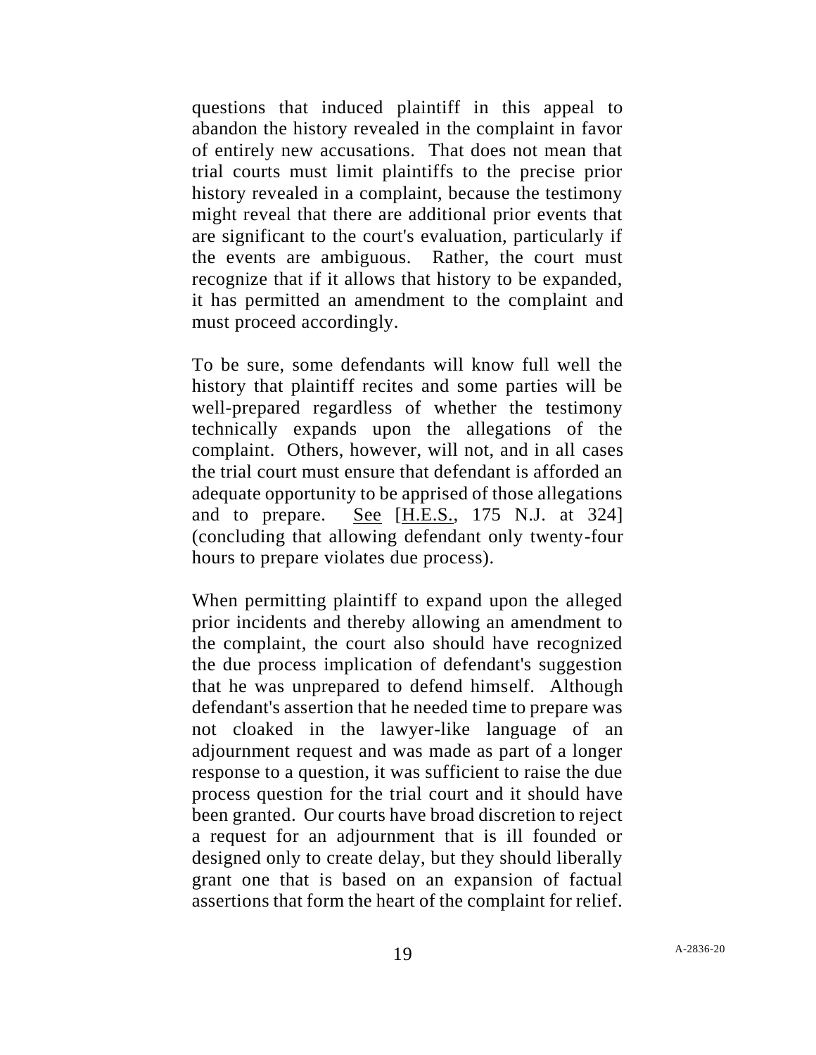questions that induced plaintiff in this appeal to abandon the history revealed in the complaint in favor of entirely new accusations. That does not mean that trial courts must limit plaintiffs to the precise prior history revealed in a complaint, because the testimony might reveal that there are additional prior events that are significant to the court's evaluation, particularly if the events are ambiguous. Rather, the court must recognize that if it allows that history to be expanded, it has permitted an amendment to the complaint and must proceed accordingly.

To be sure, some defendants will know full well the history that plaintiff recites and some parties will be well-prepared regardless of whether the testimony technically expands upon the allegations of the complaint. Others, however, will not, and in all cases the trial court must ensure that defendant is afforded an adequate opportunity to be apprised of those allegations and to prepare. See [H.E.S., 175 N.J. at 324] (concluding that allowing defendant only twenty-four hours to prepare violates due process).

When permitting plaintiff to expand upon the alleged prior incidents and thereby allowing an amendment to the complaint, the court also should have recognized the due process implication of defendant's suggestion that he was unprepared to defend himself. Although defendant's assertion that he needed time to prepare was not cloaked in the lawyer-like language of an adjournment request and was made as part of a longer response to a question, it was sufficient to raise the due process question for the trial court and it should have been granted. Our courts have broad discretion to reject a request for an adjournment that is ill founded or designed only to create delay, but they should liberally grant one that is based on an expansion of factual assertions that form the heart of the complaint for relief.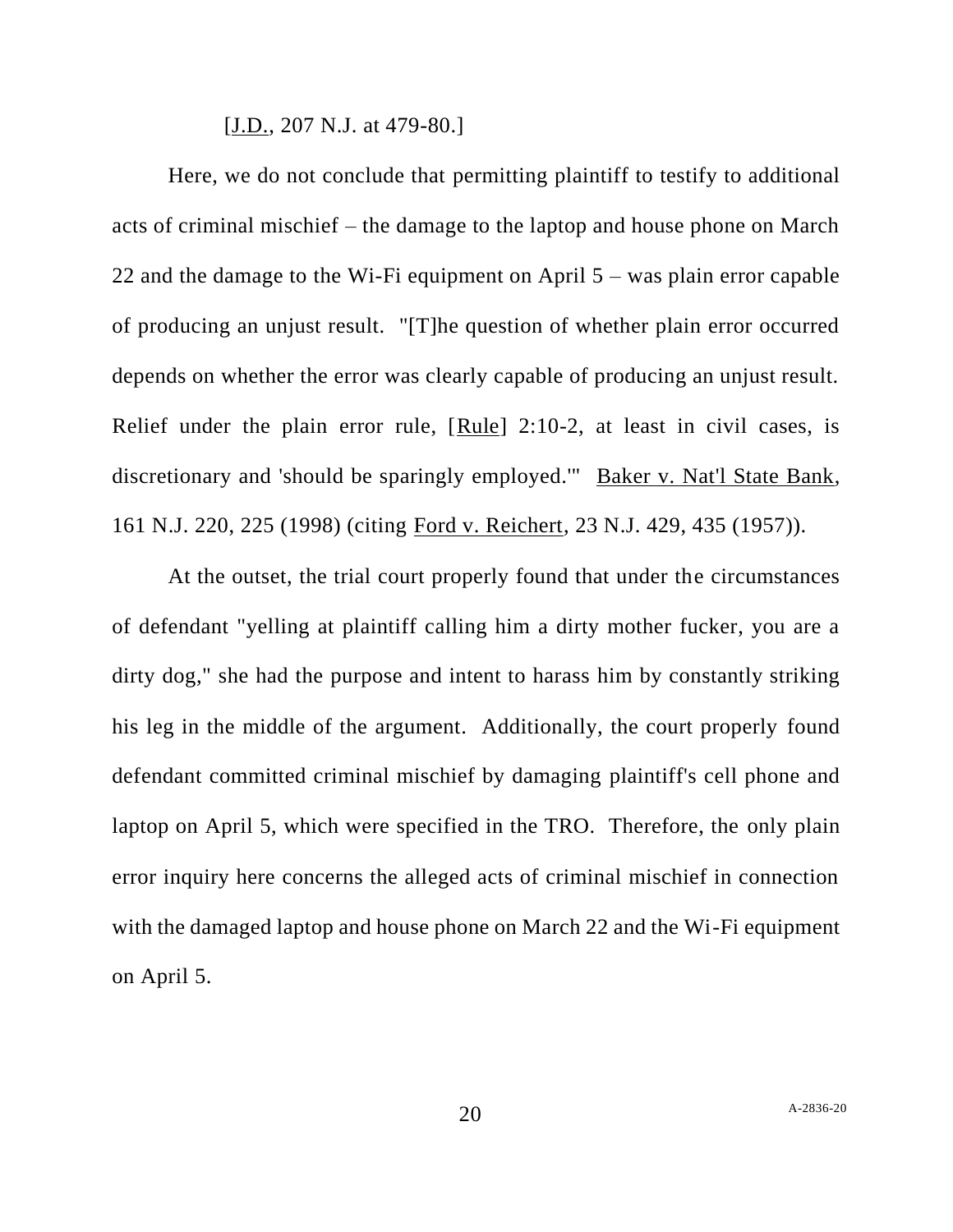[J.D., 207 N.J. at 479-80.]

Here, we do not conclude that permitting plaintiff to testify to additional acts of criminal mischief – the damage to the laptop and house phone on March 22 and the damage to the Wi-Fi equipment on April 5 – was plain error capable of producing an unjust result. "[T]he question of whether plain error occurred depends on whether the error was clearly capable of producing an unjust result. Relief under the plain error rule, [Rule] 2:10-2, at least in civil cases, is discretionary and 'should be sparingly employed.'" Baker v. Nat'l State Bank, 161 N.J. 220, 225 (1998) (citing Ford v. Reichert, 23 N.J. 429, 435 (1957)).

At the outset, the trial court properly found that under the circumstances of defendant "yelling at plaintiff calling him a dirty mother fucker, you are a dirty dog," she had the purpose and intent to harass him by constantly striking his leg in the middle of the argument. Additionally, the court properly found defendant committed criminal mischief by damaging plaintiff's cell phone and laptop on April 5, which were specified in the TRO. Therefore, the only plain error inquiry here concerns the alleged acts of criminal mischief in connection with the damaged laptop and house phone on March 22 and the Wi-Fi equipment on April 5.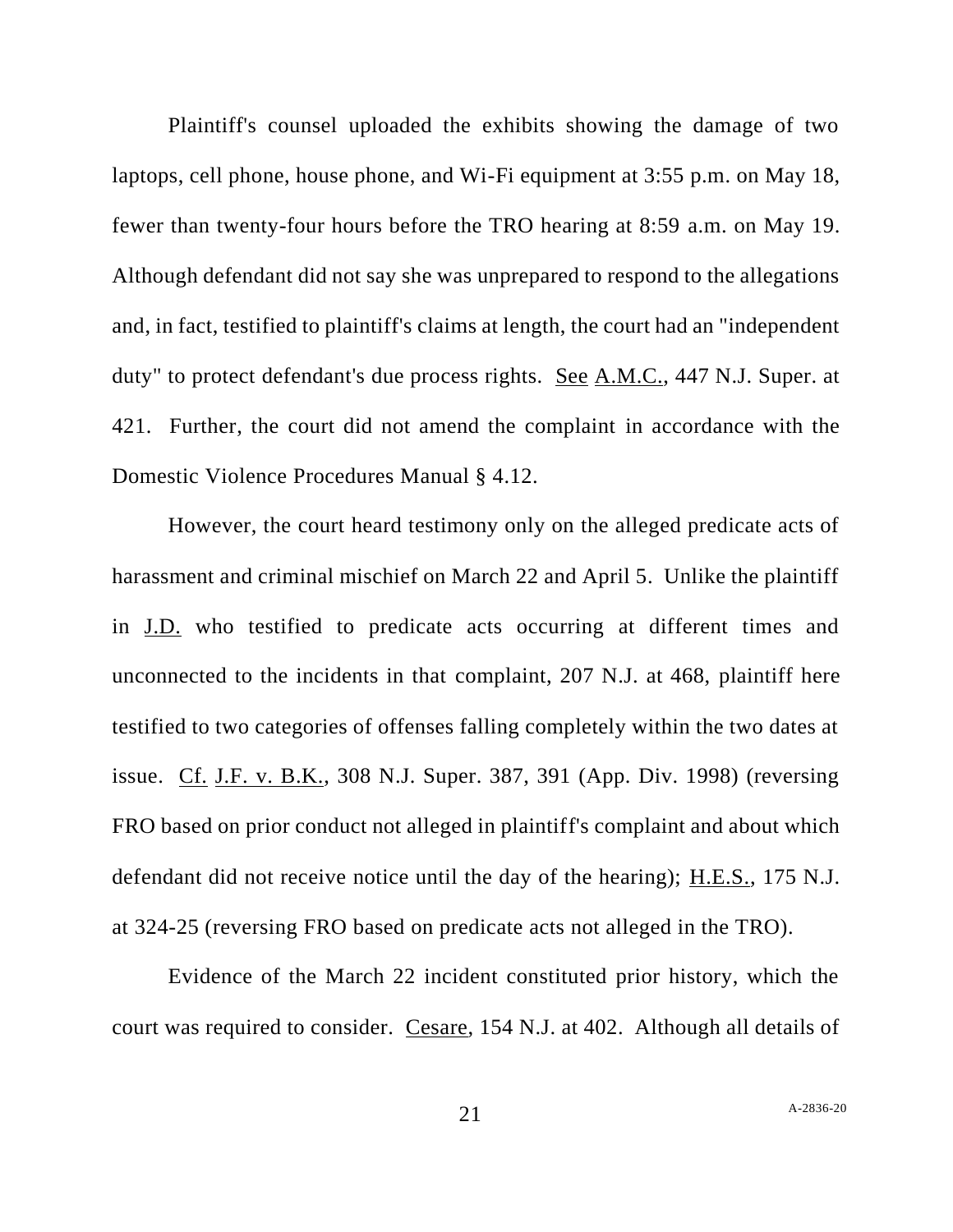Plaintiff's counsel uploaded the exhibits showing the damage of two laptops, cell phone, house phone, and Wi-Fi equipment at 3:55 p.m. on May 18, fewer than twenty-four hours before the TRO hearing at 8:59 a.m. on May 19. Although defendant did not say she was unprepared to respond to the allegations and, in fact, testified to plaintiff's claims at length, the court had an "independent duty" to protect defendant's due process rights. See A.M.C., 447 N.J. Super. at 421. Further, the court did not amend the complaint in accordance with the Domestic Violence Procedures Manual § 4.12.

However, the court heard testimony only on the alleged predicate acts of harassment and criminal mischief on March 22 and April 5. Unlike the plaintiff in J.D. who testified to predicate acts occurring at different times and unconnected to the incidents in that complaint, 207 N.J. at 468, plaintiff here testified to two categories of offenses falling completely within the two dates at issue. Cf. J.F. v. B.K., 308 N.J. Super. 387, 391 (App. Div. 1998) (reversing FRO based on prior conduct not alleged in plaintiff's complaint and about which defendant did not receive notice until the day of the hearing); H.E.S., 175 N.J. at 324-25 (reversing FRO based on predicate acts not alleged in the TRO).

Evidence of the March 22 incident constituted prior history, which the court was required to consider. Cesare, 154 N.J. at 402. Although all details of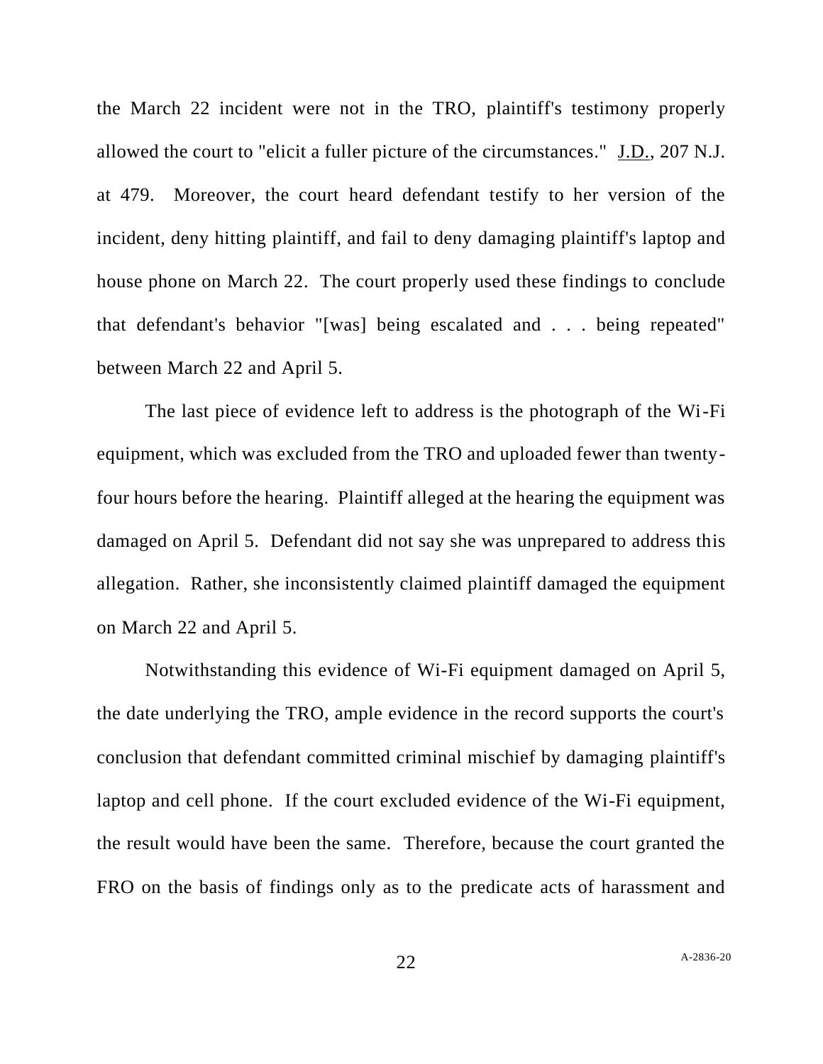the March 22 incident were not in the TRO, plaintiff's testimony properly allowed the court to "elicit a fuller picture of the circumstances." J.D., 207 N.J. at 479. Moreover, the court heard defendant testify to her version of the incident, deny hitting plaintiff, and fail to deny damaging plaintiff's laptop and house phone on March 22. The court properly used these findings to conclude that defendant's behavior "[was] being escalated and . . . being repeated" between March 22 and April 5.

The last piece of evidence left to address is the photograph of the Wi-Fi equipment, which was excluded from the TRO and uploaded fewer than twenty-four hours before the hearing. Plaintiff alleged at the hearing the equipment was damaged on April 5. Defendant did not say she was unprepared to address this allegation. Rather, she inconsistently claimed plaintiff damaged the equipment on March 22 and April 5.

Notwithstanding this evidence of Wi-Fi equipment damaged on April 5, the date underlying the TRO, ample evidence in the record supports the court's conclusion that defendant committed criminal mischief by damaging plaintiff's laptop and cell phone. If the court excluded evidence of the Wi-Fi equipment, the result would have been the same. Therefore, because the court granted the FRO on the basis of findings only as to the predicate acts of harassment and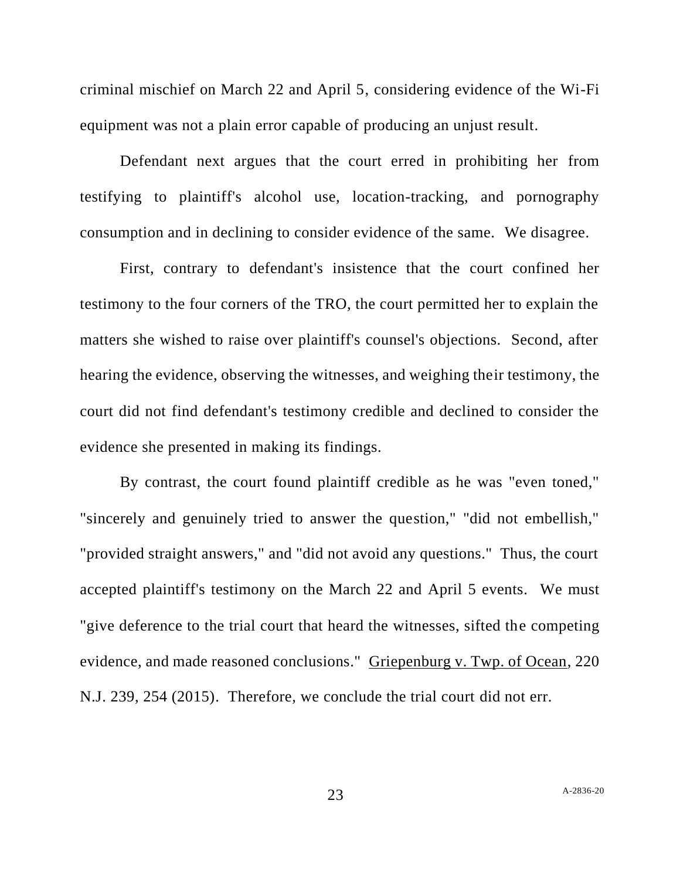criminal mischief on March 22 and April 5, considering evidence of the Wi-Fi equipment was not a plain error capable of producing an unjust result.

Defendant next argues that the court erred in prohibiting her from testifying to plaintiff's alcohol use, location-tracking, and pornography consumption and in declining to consider evidence of the same. We disagree.

First, contrary to defendant's insistence that the court confined her testimony to the four corners of the TRO, the court permitted her to explain the matters she wished to raise over plaintiff's counsel's objections. Second, after hearing the evidence, observing the witnesses, and weighing their testimony, the court did not find defendant's testimony credible and declined to consider the evidence she presented in making its findings.

By contrast, the court found plaintiff credible as he was "even toned," "sincerely and genuinely tried to answer the question," "did not embellish," "provided straight answers," and "did not avoid any questions." Thus, the court accepted plaintiff's testimony on the March 22 and April 5 events. We must "give deference to the trial court that heard the witnesses, sifted the competing evidence, and made reasoned conclusions." Griepenburg v. Twp. of Ocean, 220 N.J. 239, 254 (2015). Therefore, we conclude the trial court did not err.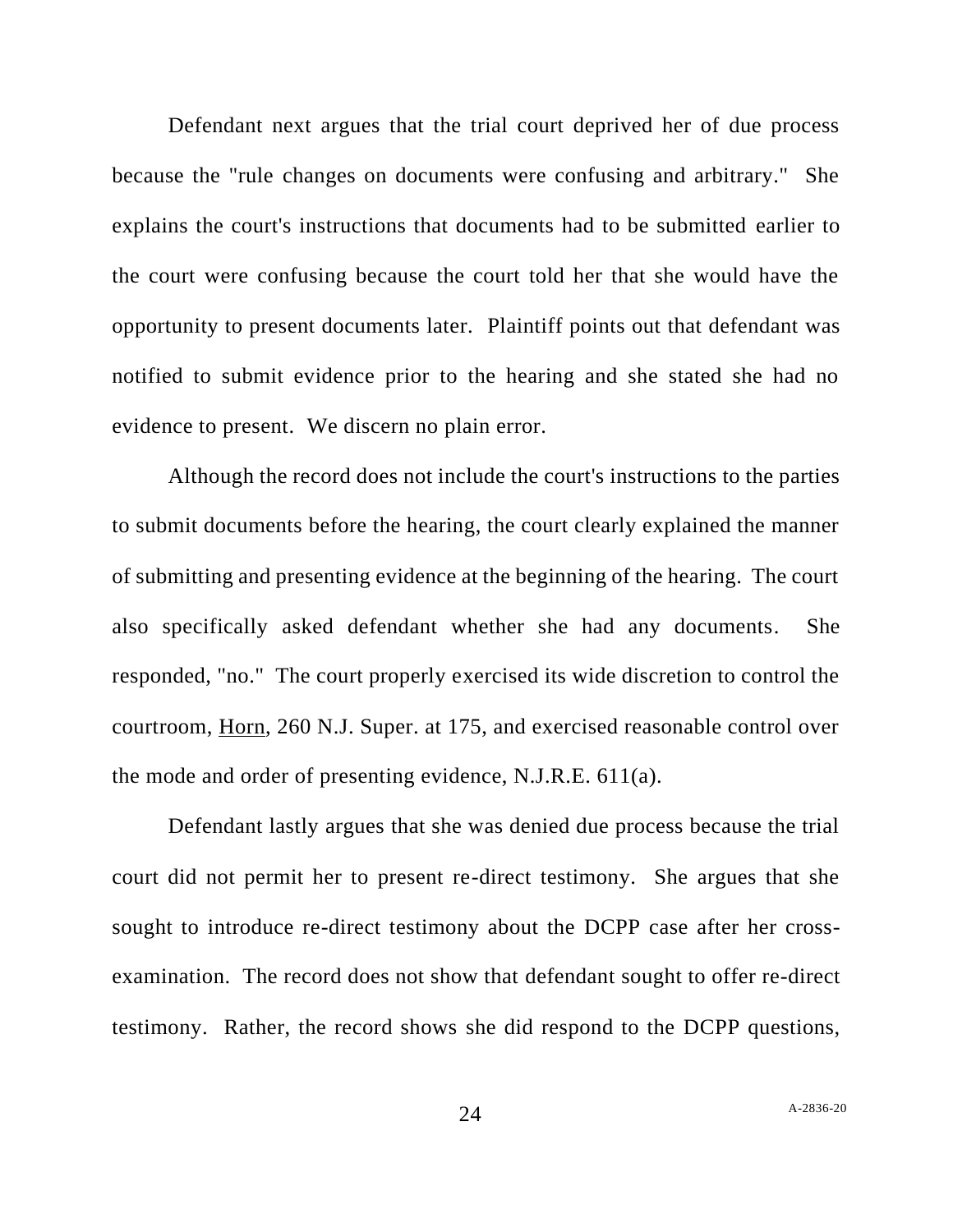Defendant next argues that the trial court deprived her of due process because the "rule changes on documents were confusing and arbitrary." She explains the court's instructions that documents had to be submitted earlier to the court were confusing because the court told her that she would have the opportunity to present documents later. Plaintiff points out that defendant was notified to submit evidence prior to the hearing and she stated she had no evidence to present. We discern no plain error.

Although the record does not include the court's instructions to the parties to submit documents before the hearing, the court clearly explained the manner of submitting and presenting evidence at the beginning of the hearing. The court also specifically asked defendant whether she had any documents. She responded, "no." The court properly exercised its wide discretion to control the courtroom, Horn, 260 N.J. Super. at 175, and exercised reasonable control over the mode and order of presenting evidence, N.J.R.E. 611(a).

Defendant lastly argues that she was denied due process because the trial court did not permit her to present re-direct testimony. She argues that she sought to introduce re-direct testimony about the DCPP case after her cross-examination. The record does not show that defendant sought to offer re-direct testimony. Rather, the record shows she did respond to the DCPP questions,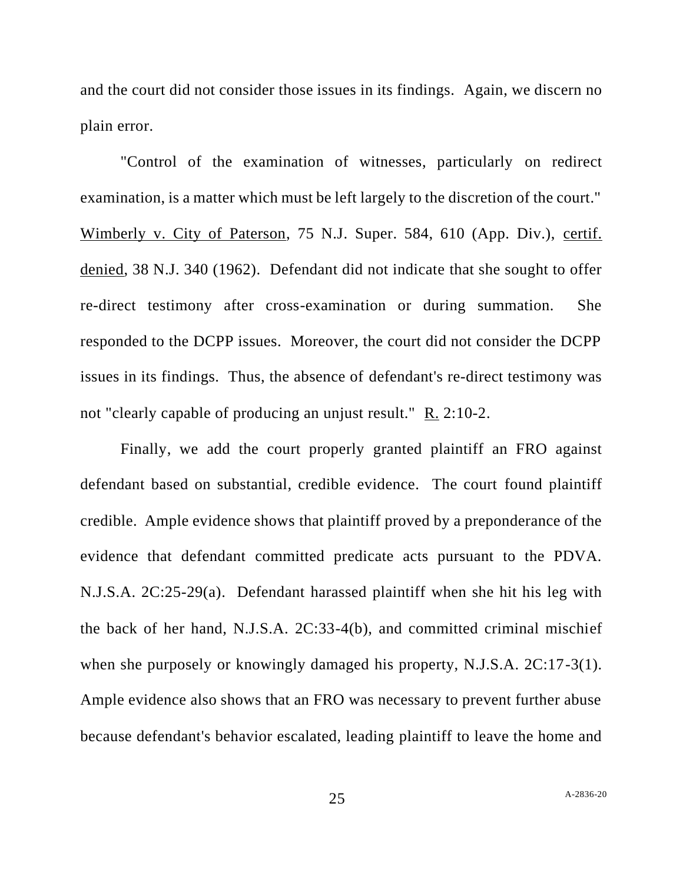and the court did not consider those issues in its findings. Again, we discern no plain error.

"Control of the examination of witnesses, particularly on redirect examination, is a matter which must be left largely to the discretion of the court." Wimberly v. City of Paterson, 75 N.J. Super. 584, 610 (App. Div.), certif. denied, 38 N.J. 340 (1962). Defendant did not indicate that she sought to offer re-direct testimony after cross-examination or during summation. She responded to the DCPP issues. Moreover, the court did not consider the DCPP issues in its findings. Thus, the absence of defendant's re-direct testimony was not "clearly capable of producing an unjust result." R. 2:10-2.

Finally, we add the court properly granted plaintiff an FRO against defendant based on substantial, credible evidence. The court found plaintiff credible. Ample evidence shows that plaintiff proved by a preponderance of the evidence that defendant committed predicate acts pursuant to the PDVA. N.J.S.A. 2C:25-29(a). Defendant harassed plaintiff when she hit his leg with the back of her hand, N.J.S.A. 2C:33-4(b), and committed criminal mischief when she purposely or knowingly damaged his property, N.J.S.A. 2C:17-3(1). Ample evidence also shows that an FRO was necessary to prevent further abuse because defendant's behavior escalated, leading plaintiff to leave the home and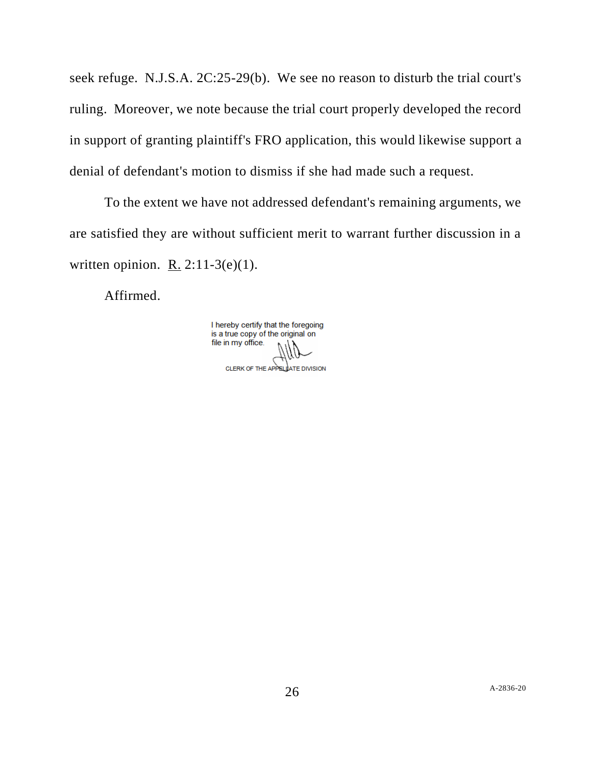seek refuge. N.J.S.A. 2C:25-29(b). We see no reason to disturb the trial court's ruling. Moreover, we note because the trial court properly developed the record in support of granting plaintiff's FRO application, this would likewise support a denial of defendant's motion to dismiss if she had made such a request.

To the extent we have not addressed defendant's remaining arguments, we are satisfied they are without sufficient merit to warrant further discussion in a written opinion. R. 2:11-3(e)(1).

Affirmed.

I hereby certify that the foregoing is a true copy of the original on file in my office.

CLERK OF THE APPELLATE DIVISION